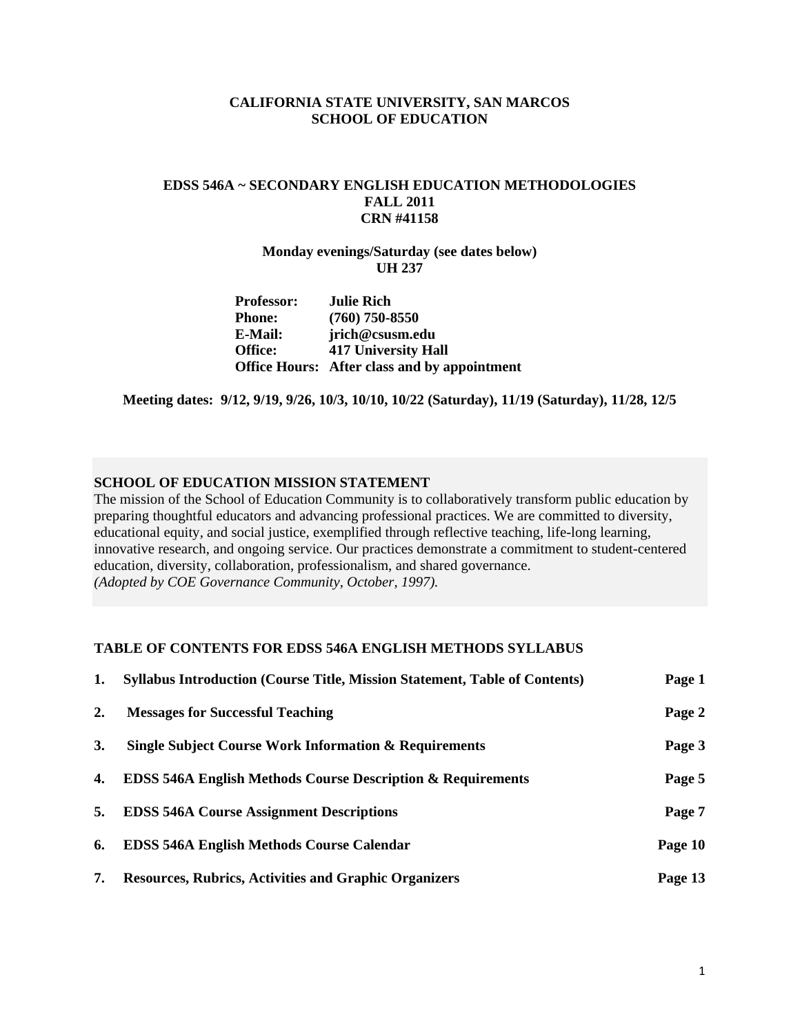**CALIFORNIA STATE UNIVERSITY, SAN MARCOS**
**SCHOOL OF EDUCATION**

# EDSS 546A ~ SECONDARY ENGLISH EDUCATION METHODOLOGIES
**FALL 2011**
**CRN #41158**

**Monday evenings/Saturday (see dates below)**
**UH 237**

**Professor:** Julie Rich
**Phone:** (760) 750-8550
**E-Mail:** jrich@csusm.edu
**Office:** 417 University Hall
**Office Hours:** After class and by appointment

**Meeting dates: 9/12, 9/19, 9/26, 10/3, 10/10, 10/22 (Saturday), 11/19 (Saturday), 11/28, 12/5**

## SCHOOL OF EDUCATION MISSION STATEMENT

The mission of the School of Education Community is to collaboratively transform public education by preparing thoughtful educators and advancing professional practices. We are committed to diversity, educational equity, and social justice, exemplified through reflective teaching, life-long learning, innovative research, and ongoing service. Our practices demonstrate a commitment to student-centered education, diversity, collaboration, professionalism, and shared governance.
*(Adopted by COE Governance Community, October, 1997).*

## TABLE OF CONTENTS FOR EDSS 546A ENGLISH METHODS SYLLABUS

| | | |
|---|---|---|
| 1. | Syllabus Introduction (Course Title, Mission Statement, Table of Contents) | Page 1 |
| 2. | Messages for Successful Teaching | Page 2 |
| 3. | Single Subject Course Work Information & Requirements | Page 3 |
| 4. | EDSS 546A English Methods Course Description & Requirements | Page 5 |
| 5. | EDSS 546A Course Assignment Descriptions | Page 7 |
| 6. | EDSS 546A English Methods Course Calendar | Page 10 |
| 7. | Resources, Rubrics, Activities and Graphic Organizers | Page 13 |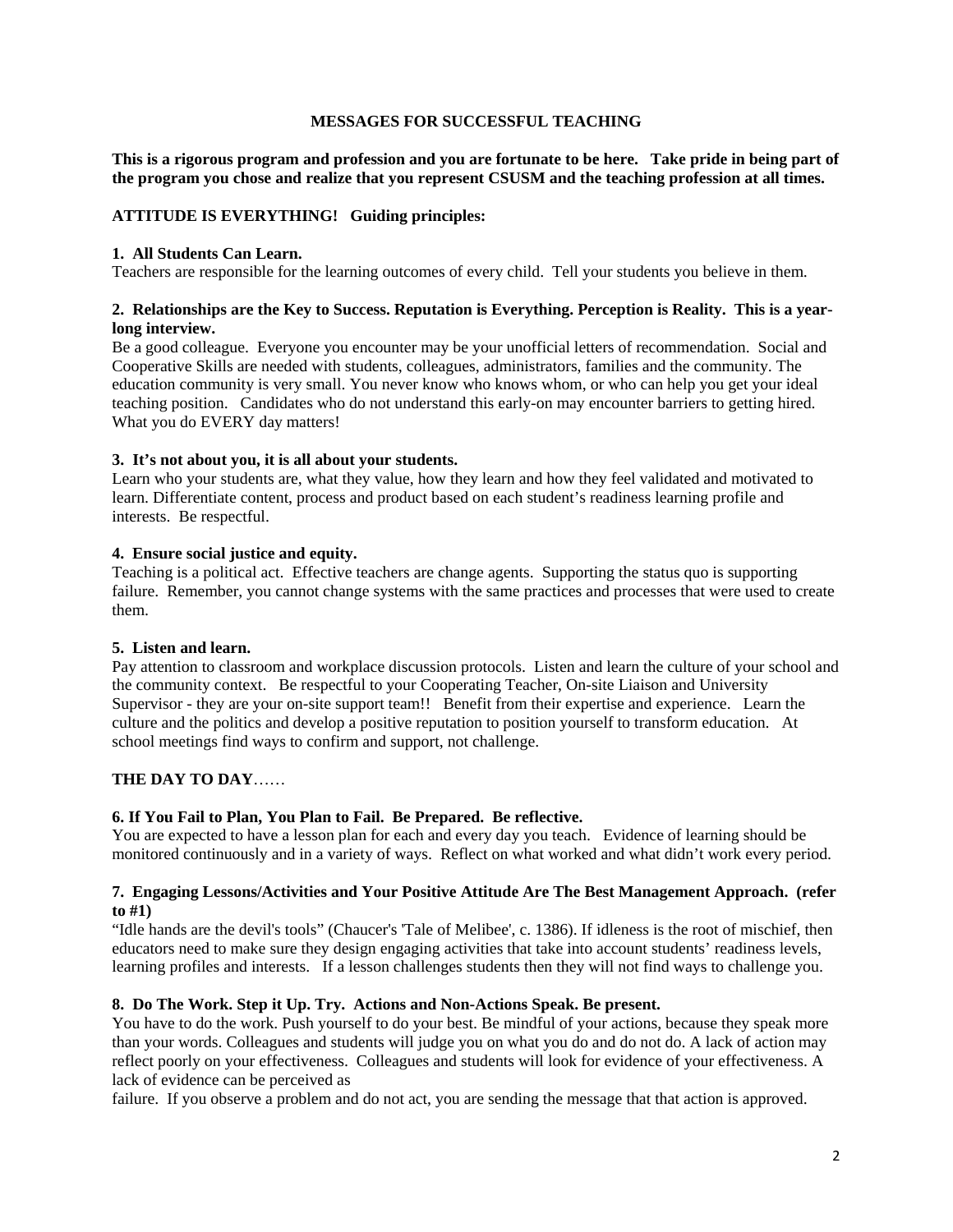# MESSAGES FOR SUCCESSFUL TEACHING

**This is a rigorous program and profession and you are fortunate to be here. Take pride in being part of the program you chose and realize that you represent CSUSM and the teaching profession at all times.**

## ATTITUDE IS EVERYTHING! Guiding principles:

**1. All Students Can Learn.**

Teachers are responsible for the learning outcomes of every child. Tell your students you believe in them.

**2. Relationships are the Key to Success. Reputation is Everything. Perception is Reality. This is a year-long interview.**

Be a good colleague. Everyone you encounter may be your unofficial letters of recommendation. Social and Cooperative Skills are needed with students, colleagues, administrators, families and the community. The education community is very small. You never know who knows whom, or who can help you get your ideal teaching position. Candidates who do not understand this early-on may encounter barriers to getting hired. What you do EVERY day matters!

**3. It's not about you, it is all about your students.**

Learn who your students are, what they value, how they learn and how they feel validated and motivated to learn. Differentiate content, process and product based on each student's readiness learning profile and interests. Be respectful.

**4. Ensure social justice and equity.**

Teaching is a political act. Effective teachers are change agents. Supporting the status quo is supporting failure. Remember, you cannot change systems with the same practices and processes that were used to create them.

**5. Listen and learn.**

Pay attention to classroom and workplace discussion protocols. Listen and learn the culture of your school and the community context. Be respectful to your Cooperating Teacher, On-site Liaison and University Supervisor - they are your on-site support team!! Benefit from their expertise and experience. Learn the culture and the politics and develop a positive reputation to position yourself to transform education. At school meetings find ways to confirm and support, not challenge.

## THE DAY TO DAY……

**6. If You Fail to Plan, You Plan to Fail. Be Prepared. Be reflective.**

You are expected to have a lesson plan for each and every day you teach. Evidence of learning should be monitored continuously and in a variety of ways. Reflect on what worked and what didn't work every period.

**7. Engaging Lessons/Activities and Your Positive Attitude Are The Best Management Approach. (refer to #1)**

"Idle hands are the devil's tools" (Chaucer's 'Tale of Melibee', c. 1386). If idleness is the root of mischief, then educators need to make sure they design engaging activities that take into account students' readiness levels, learning profiles and interests. If a lesson challenges students then they will not find ways to challenge you.

**8. Do The Work. Step it Up. Try. Actions and Non-Actions Speak. Be present.**

You have to do the work. Push yourself to do your best. Be mindful of your actions, because they speak more than your words. Colleagues and students will judge you on what you do and do not do. A lack of action may reflect poorly on your effectiveness. Colleagues and students will look for evidence of your effectiveness. A lack of evidence can be perceived as failure. If you observe a problem and do not act, you are sending the message that that action is approved.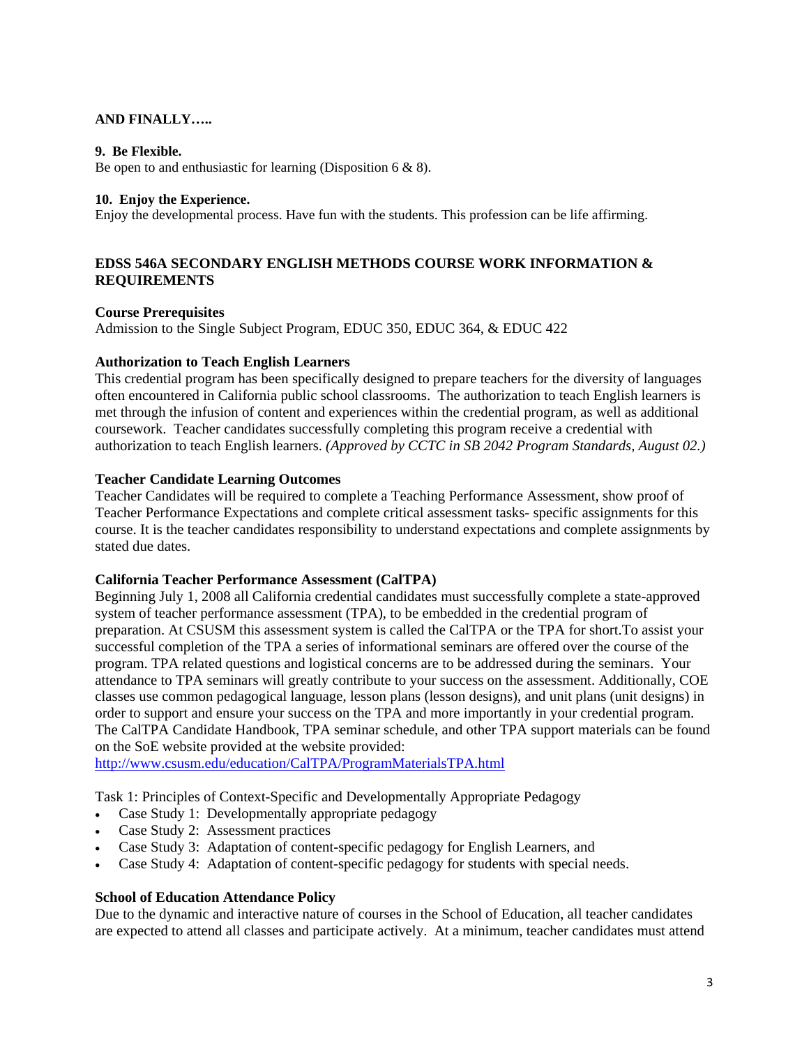**AND FINALLY…..**

**9. Be Flexible.**
Be open to and enthusiastic for learning (Disposition 6 & 8).

**10. Enjoy the Experience.**
Enjoy the developmental process. Have fun with the students. This profession can be life affirming.

## EDSS 546A SECONDARY ENGLISH METHODS COURSE WORK INFORMATION & REQUIREMENTS

**Course Prerequisites**
Admission to the Single Subject Program, EDUC 350, EDUC 364, & EDUC 422

**Authorization to Teach English Learners**
This credential program has been specifically designed to prepare teachers for the diversity of languages often encountered in California public school classrooms. The authorization to teach English learners is met through the infusion of content and experiences within the credential program, as well as additional coursework. Teacher candidates successfully completing this program receive a credential with authorization to teach English learners. *(Approved by CCTC in SB 2042 Program Standards, August 02.)*

**Teacher Candidate Learning Outcomes**
Teacher Candidates will be required to complete a Teaching Performance Assessment, show proof of Teacher Performance Expectations and complete critical assessment tasks- specific assignments for this course. It is the teacher candidates responsibility to understand expectations and complete assignments by stated due dates.

**California Teacher Performance Assessment (CalTPA)**
Beginning July 1, 2008 all California credential candidates must successfully complete a state-approved system of teacher performance assessment (TPA), to be embedded in the credential program of preparation. At CSUSM this assessment system is called the CalTPA or the TPA for short.To assist your successful completion of the TPA a series of informational seminars are offered over the course of the program. TPA related questions and logistical concerns are to be addressed during the seminars. Your attendance to TPA seminars will greatly contribute to your success on the assessment. Additionally, COE classes use common pedagogical language, lesson plans (lesson designs), and unit plans (unit designs) in order to support and ensure your success on the TPA and more importantly in your credential program. The CalTPA Candidate Handbook, TPA seminar schedule, and other TPA support materials can be found on the SoE website provided at the website provided:
http://www.csusm.edu/education/CalTPA/ProgramMaterialsTPA.html

Task 1: Principles of Context-Specific and Developmentally Appropriate Pedagogy

- Case Study 1: Developmentally appropriate pedagogy
- Case Study 2: Assessment practices
- Case Study 3: Adaptation of content-specific pedagogy for English Learners, and
- Case Study 4: Adaptation of content-specific pedagogy for students with special needs.

**School of Education Attendance Policy**
Due to the dynamic and interactive nature of courses in the School of Education, all teacher candidates are expected to attend all classes and participate actively. At a minimum, teacher candidates must attend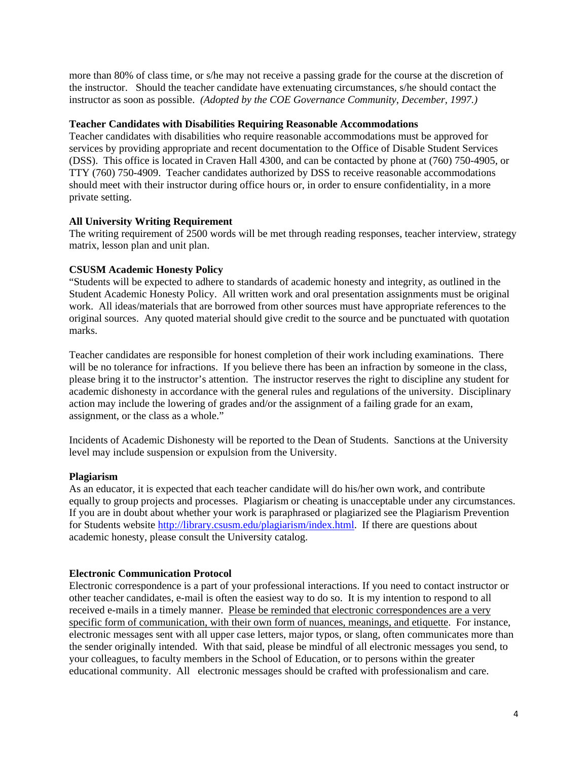more than 80% of class time, or s/he may not receive a passing grade for the course at the discretion of the instructor. Should the teacher candidate have extenuating circumstances, s/he should contact the instructor as soon as possible. *(Adopted by the COE Governance Community, December, 1997.)*

**Teacher Candidates with Disabilities Requiring Reasonable Accommodations**

Teacher candidates with disabilities who require reasonable accommodations must be approved for services by providing appropriate and recent documentation to the Office of Disable Student Services (DSS). This office is located in Craven Hall 4300, and can be contacted by phone at (760) 750-4905, or TTY (760) 750-4909. Teacher candidates authorized by DSS to receive reasonable accommodations should meet with their instructor during office hours or, in order to ensure confidentiality, in a more private setting.

**All University Writing Requirement**

The writing requirement of 2500 words will be met through reading responses, teacher interview, strategy matrix, lesson plan and unit plan.

**CSUSM Academic Honesty Policy**

"Students will be expected to adhere to standards of academic honesty and integrity, as outlined in the Student Academic Honesty Policy. All written work and oral presentation assignments must be original work. All ideas/materials that are borrowed from other sources must have appropriate references to the original sources. Any quoted material should give credit to the source and be punctuated with quotation marks.

Teacher candidates are responsible for honest completion of their work including examinations. There will be no tolerance for infractions. If you believe there has been an infraction by someone in the class, please bring it to the instructor's attention. The instructor reserves the right to discipline any student for academic dishonesty in accordance with the general rules and regulations of the university. Disciplinary action may include the lowering of grades and/or the assignment of a failing grade for an exam, assignment, or the class as a whole."

Incidents of Academic Dishonesty will be reported to the Dean of Students. Sanctions at the University level may include suspension or expulsion from the University.

**Plagiarism**

As an educator, it is expected that each teacher candidate will do his/her own work, and contribute equally to group projects and processes. Plagiarism or cheating is unacceptable under any circumstances. If you are in doubt about whether your work is paraphrased or plagiarized see the Plagiarism Prevention for Students website [http://library.csusm.edu/plagiarism/index.html](http://library.csusm.edu/plagiarism/index.html). If there are questions about academic honesty, please consult the University catalog.

**Electronic Communication Protocol**

Electronic correspondence is a part of your professional interactions. If you need to contact instructor or other teacher candidates, e-mail is often the easiest way to do so. It is my intention to respond to all received e-mails in a timely manner. <u>Please be reminded that electronic correspondences are a very specific form of communication, with their own form of nuances, meanings, and etiquette</u>. For instance, electronic messages sent with all upper case letters, major typos, or slang, often communicates more than the sender originally intended. With that said, please be mindful of all electronic messages you send, to your colleagues, to faculty members in the School of Education, or to persons within the greater educational community. All electronic messages should be crafted with professionalism and care.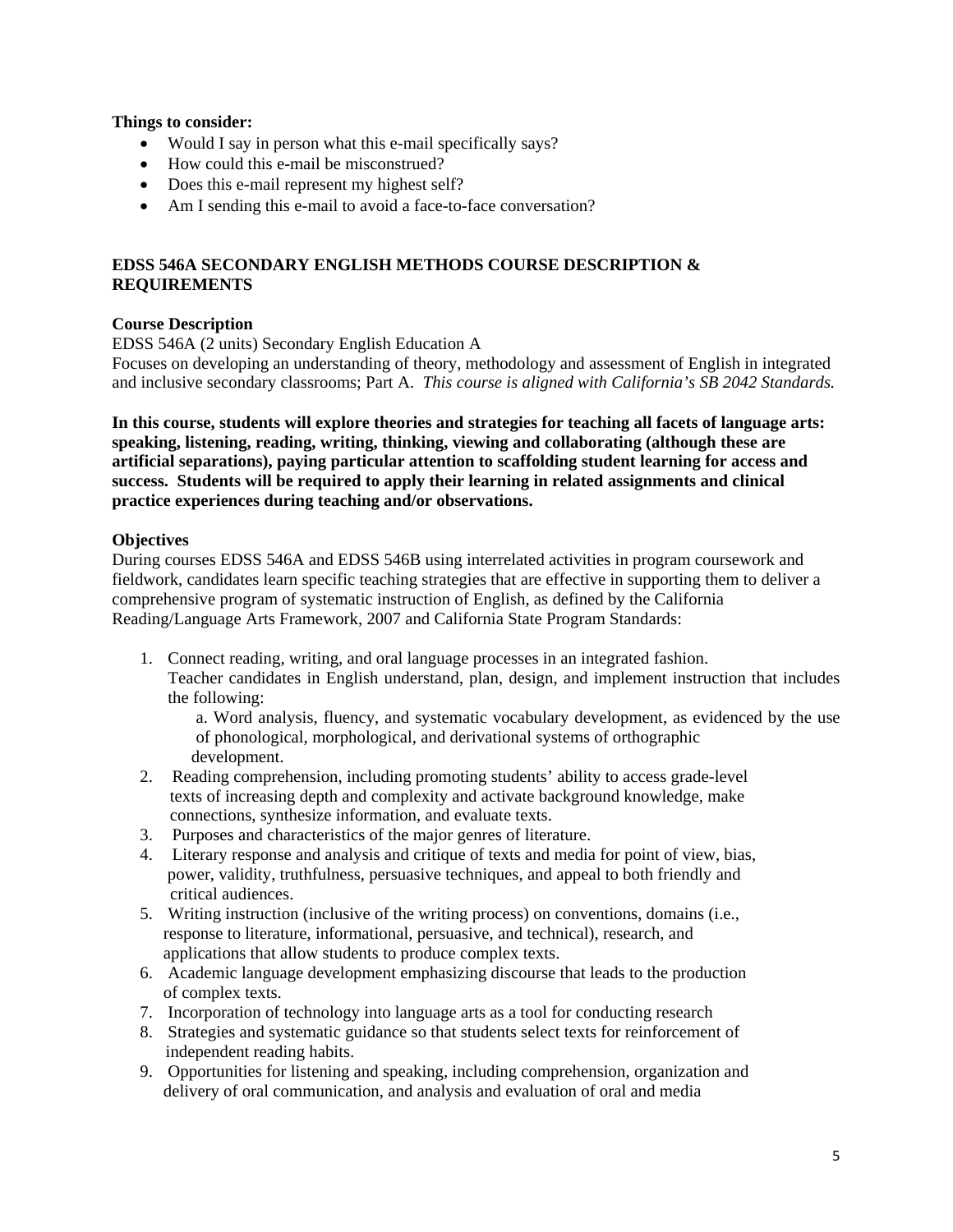**Things to consider:**

- Would I say in person what this e-mail specifically says?
- How could this e-mail be misconstrued?
- Does this e-mail represent my highest self?
- Am I sending this e-mail to avoid a face-to-face conversation?

## EDSS 546A SECONDARY ENGLISH METHODS COURSE DESCRIPTION & REQUIREMENTS

### Course Description

EDSS 546A (2 units) Secondary English Education A
Focuses on developing an understanding of theory, methodology and assessment of English in integrated and inclusive secondary classrooms; Part A. *This course is aligned with California's SB 2042 Standards.*

**In this course, students will explore theories and strategies for teaching all facets of language arts: speaking, listening, reading, writing, thinking, viewing and collaborating (although these are artificial separations), paying particular attention to scaffolding student learning for access and success. Students will be required to apply their learning in related assignments and clinical practice experiences during teaching and/or observations.**

### Objectives

During courses EDSS 546A and EDSS 546B using interrelated activities in program coursework and fieldwork, candidates learn specific teaching strategies that are effective in supporting them to deliver a comprehensive program of systematic instruction of English, as defined by the California Reading/Language Arts Framework, 2007 and California State Program Standards:

1. Connect reading, writing, and oral language processes in an integrated fashion. Teacher candidates in English understand, plan, design, and implement instruction that includes the following:
   a. Word analysis, fluency, and systematic vocabulary development, as evidenced by the use of phonological, morphological, and derivational systems of orthographic development.
2. Reading comprehension, including promoting students' ability to access grade-level texts of increasing depth and complexity and activate background knowledge, make connections, synthesize information, and evaluate texts.
3. Purposes and characteristics of the major genres of literature.
4. Literary response and analysis and critique of texts and media for point of view, bias, power, validity, truthfulness, persuasive techniques, and appeal to both friendly and critical audiences.
5. Writing instruction (inclusive of the writing process) on conventions, domains (i.e., response to literature, informational, persuasive, and technical), research, and applications that allow students to produce complex texts.
6. Academic language development emphasizing discourse that leads to the production of complex texts.
7. Incorporation of technology into language arts as a tool for conducting research
8. Strategies and systematic guidance so that students select texts for reinforcement of independent reading habits.
9. Opportunities for listening and speaking, including comprehension, organization and delivery of oral communication, and analysis and evaluation of oral and media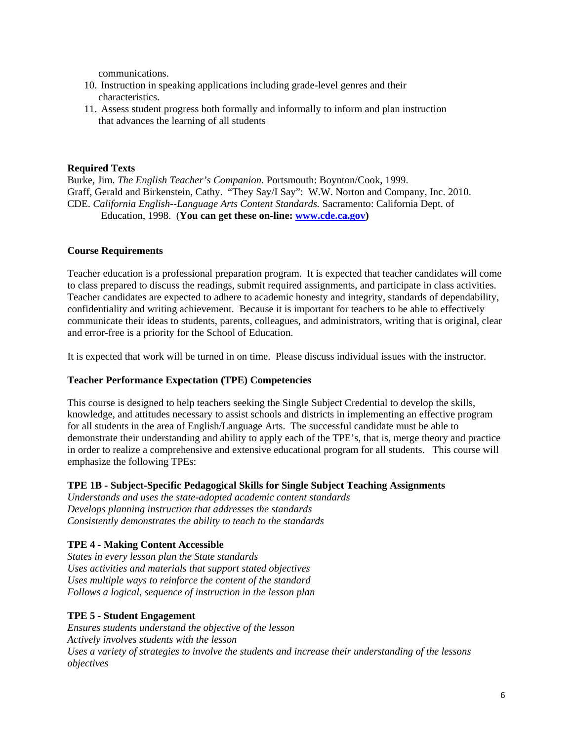communications.

10. Instruction in speaking applications including grade-level genres and their characteristics.
11. Assess student progress both formally and informally to inform and plan instruction that advances the learning of all students

**Required Texts**

Burke, Jim. *The English Teacher's Companion.* Portsmouth: Boynton/Cook, 1999.
Graff, Gerald and Birkenstein, Cathy. "They Say/I Say": W.W. Norton and Company, Inc. 2010.
CDE. *California English--Language Arts Content Standards.* Sacramento: California Dept. of Education, 1998. (**You can get these on-line: www.cde.ca.gov**)

**Course Requirements**

Teacher education is a professional preparation program. It is expected that teacher candidates will come to class prepared to discuss the readings, submit required assignments, and participate in class activities. Teacher candidates are expected to adhere to academic honesty and integrity, standards of dependability, confidentiality and writing achievement. Because it is important for teachers to be able to effectively communicate their ideas to students, parents, colleagues, and administrators, writing that is original, clear and error-free is a priority for the School of Education.

It is expected that work will be turned in on time. Please discuss individual issues with the instructor.

**Teacher Performance Expectation (TPE) Competencies**

This course is designed to help teachers seeking the Single Subject Credential to develop the skills, knowledge, and attitudes necessary to assist schools and districts in implementing an effective program for all students in the area of English/Language Arts. The successful candidate must be able to demonstrate their understanding and ability to apply each of the TPE's, that is, merge theory and practice in order to realize a comprehensive and extensive educational program for all students. This course will emphasize the following TPEs:

**TPE 1B - Subject-Specific Pedagogical Skills for Single Subject Teaching Assignments**
*Understands and uses the state-adopted academic content standards*
*Develops planning instruction that addresses the standards*
*Consistently demonstrates the ability to teach to the standards*

**TPE 4 - Making Content Accessible**
*States in every lesson plan the State standards*
*Uses activities and materials that support stated objectives*
*Uses multiple ways to reinforce the content of the standard*
*Follows a logical, sequence of instruction in the lesson plan*

**TPE 5 - Student Engagement**
*Ensures students understand the objective of the lesson*
*Actively involves students with the lesson*
*Uses a variety of strategies to involve the students and increase their understanding of the lessons objectives*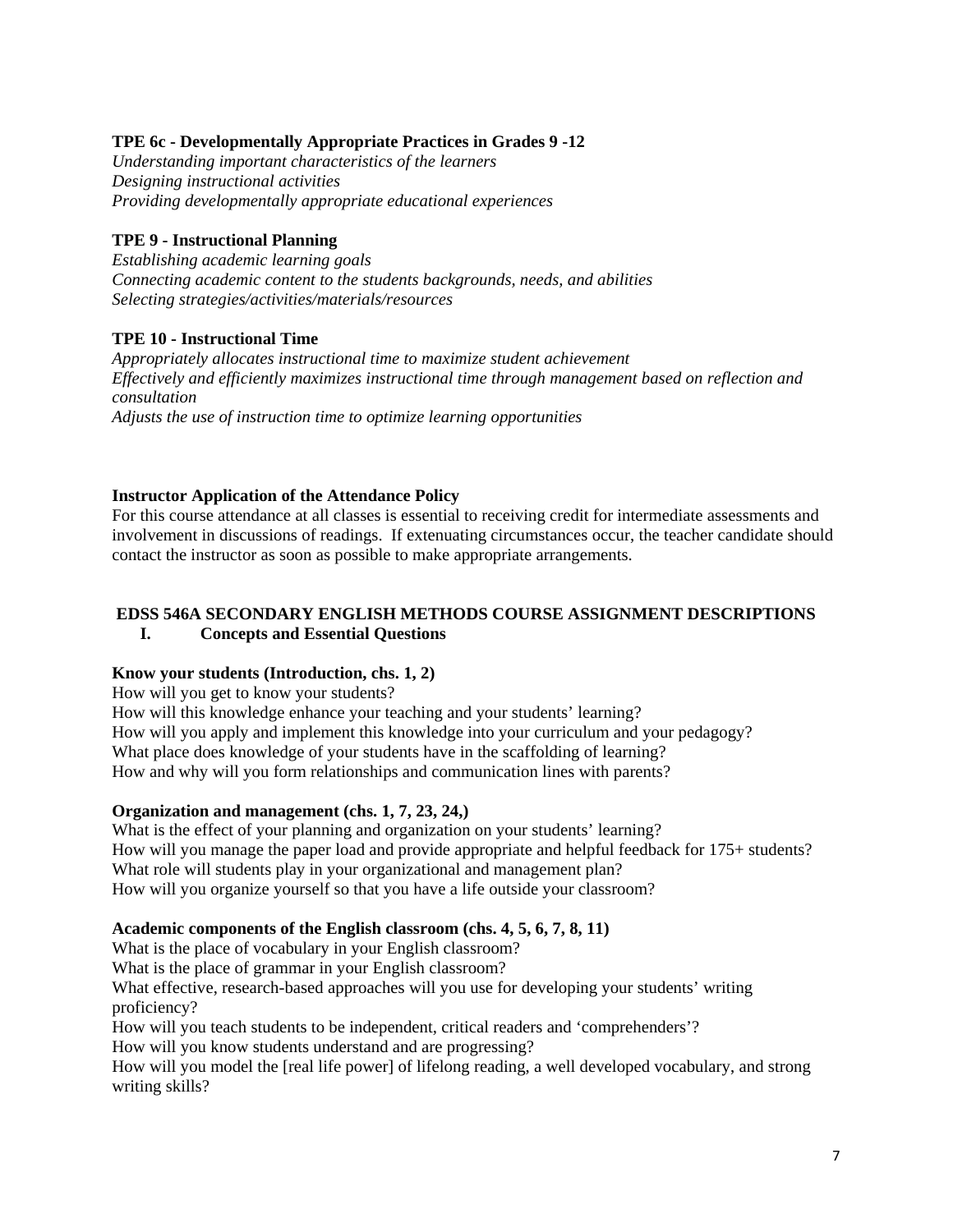**TPE 6c - Developmentally Appropriate Practices in Grades 9 -12**
*Understanding important characteristics of the learners*
*Designing instructional activities*
*Providing developmentally appropriate educational experiences*

**TPE 9 - Instructional Planning**
*Establishing academic learning goals*
*Connecting academic content to the students backgrounds, needs, and abilities*
*Selecting strategies/activities/materials/resources*

**TPE 10 - Instructional Time**
*Appropriately allocates instructional time to maximize student achievement*
*Effectively and efficiently maximizes instructional time through management based on reflection and consultation*
*Adjusts the use of instruction time to optimize learning opportunities*

**Instructor Application of the Attendance Policy**
For this course attendance at all classes is essential to receiving credit for intermediate assessments and involvement in discussions of readings. If extenuating circumstances occur, the teacher candidate should contact the instructor as soon as possible to make appropriate arrangements.

## EDSS 546A SECONDARY ENGLISH METHODS COURSE ASSIGNMENT DESCRIPTIONS

### I. Concepts and Essential Questions

**Know your students (Introduction, chs. 1, 2)**
How will you get to know your students?
How will this knowledge enhance your teaching and your students' learning?
How will you apply and implement this knowledge into your curriculum and your pedagogy?
What place does knowledge of your students have in the scaffolding of learning?
How and why will you form relationships and communication lines with parents?

**Organization and management (chs. 1, 7, 23, 24,)**
What is the effect of your planning and organization on your students' learning?
How will you manage the paper load and provide appropriate and helpful feedback for 175+ students?
What role will students play in your organizational and management plan?
How will you organize yourself so that you have a life outside your classroom?

**Academic components of the English classroom (chs. 4, 5, 6, 7, 8, 11)**
What is the place of vocabulary in your English classroom?
What is the place of grammar in your English classroom?
What effective, research-based approaches will you use for developing your students' writing proficiency?
How will you teach students to be independent, critical readers and 'comprehenders'?
How will you know students understand and are progressing?
How will you model the [real life power] of lifelong reading, a well developed vocabulary, and strong writing skills?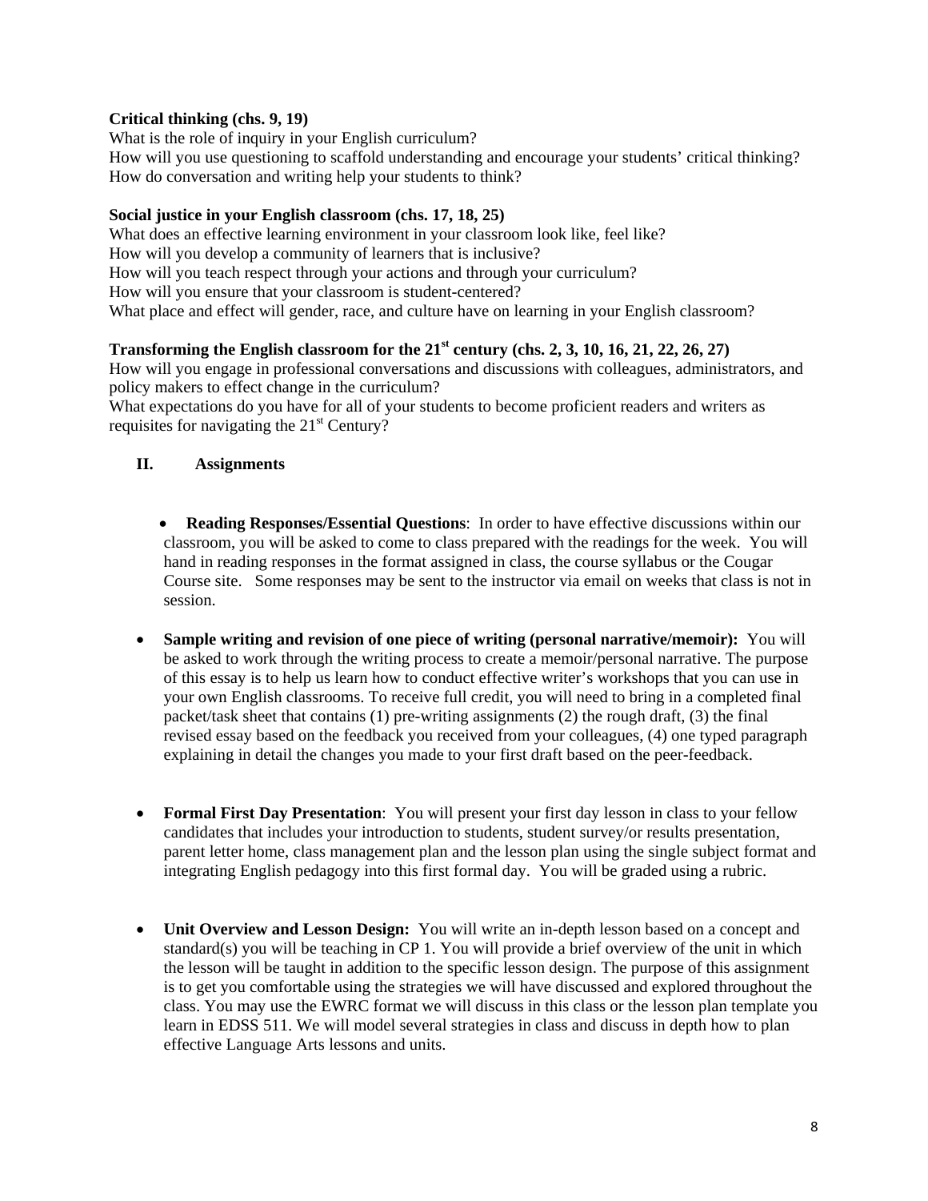**Critical thinking (chs. 9, 19)**
What is the role of inquiry in your English curriculum?
How will you use questioning to scaffold understanding and encourage your students' critical thinking?
How do conversation and writing help your students to think?

**Social justice in your English classroom (chs. 17, 18, 25)**
What does an effective learning environment in your classroom look like, feel like?
How will you develop a community of learners that is inclusive?
How will you teach respect through your actions and through your curriculum?
How will you ensure that your classroom is student-centered?
What place and effect will gender, race, and culture have on learning in your English classroom?

**Transforming the English classroom for the 21st century (chs. 2, 3, 10, 16, 21, 22, 26, 27)**
How will you engage in professional conversations and discussions with colleagues, administrators, and policy makers to effect change in the curriculum?
What expectations do you have for all of your students to become proficient readers and writers as requisites for navigating the 21st Century?

## II. Assignments

- **Reading Responses/Essential Questions**: In order to have effective discussions within our classroom, you will be asked to come to class prepared with the readings for the week. You will hand in reading responses in the format assigned in class, the course syllabus or the Cougar Course site. Some responses may be sent to the instructor via email on weeks that class is not in session.

- **Sample writing and revision of one piece of writing (personal narrative/memoir):** You will be asked to work through the writing process to create a memoir/personal narrative. The purpose of this essay is to help us learn how to conduct effective writer's workshops that you can use in your own English classrooms. To receive full credit, you will need to bring in a completed final packet/task sheet that contains (1) pre-writing assignments (2) the rough draft, (3) the final revised essay based on the feedback you received from your colleagues, (4) one typed paragraph explaining in detail the changes you made to your first draft based on the peer-feedback.

- **Formal First Day Presentation**: You will present your first day lesson in class to your fellow candidates that includes your introduction to students, student survey/or results presentation, parent letter home, class management plan and the lesson plan using the single subject format and integrating English pedagogy into this first formal day. You will be graded using a rubric.

- **Unit Overview and Lesson Design:** You will write an in-depth lesson based on a concept and standard(s) you will be teaching in CP 1. You will provide a brief overview of the unit in which the lesson will be taught in addition to the specific lesson design. The purpose of this assignment is to get you comfortable using the strategies we will have discussed and explored throughout the class. You may use the EWRC format we will discuss in this class or the lesson plan template you learn in EDSS 511. We will model several strategies in class and discuss in depth how to plan effective Language Arts lessons and units.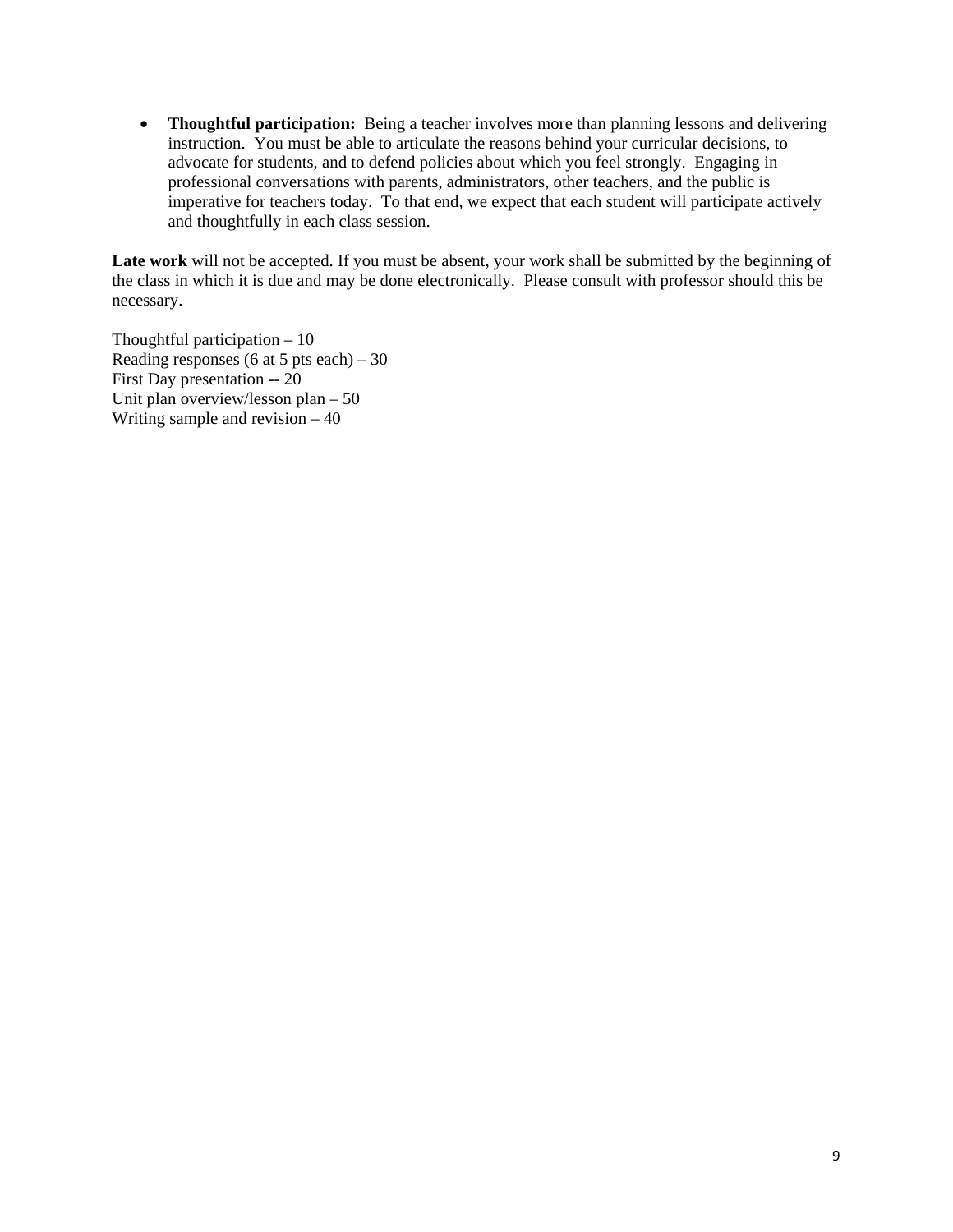- **Thoughtful participation:** Being a teacher involves more than planning lessons and delivering instruction. You must be able to articulate the reasons behind your curricular decisions, to advocate for students, and to defend policies about which you feel strongly. Engaging in professional conversations with parents, administrators, other teachers, and the public is imperative for teachers today. To that end, we expect that each student will participate actively and thoughtfully in each class session.

**Late work** will not be accepted. If you must be absent, your work shall be submitted by the beginning of the class in which it is due and may be done electronically. Please consult with professor should this be necessary.

Thoughtful participation – 10
Reading responses (6 at 5 pts each) – 30
First Day presentation -- 20
Unit plan overview/lesson plan – 50
Writing sample and revision – 40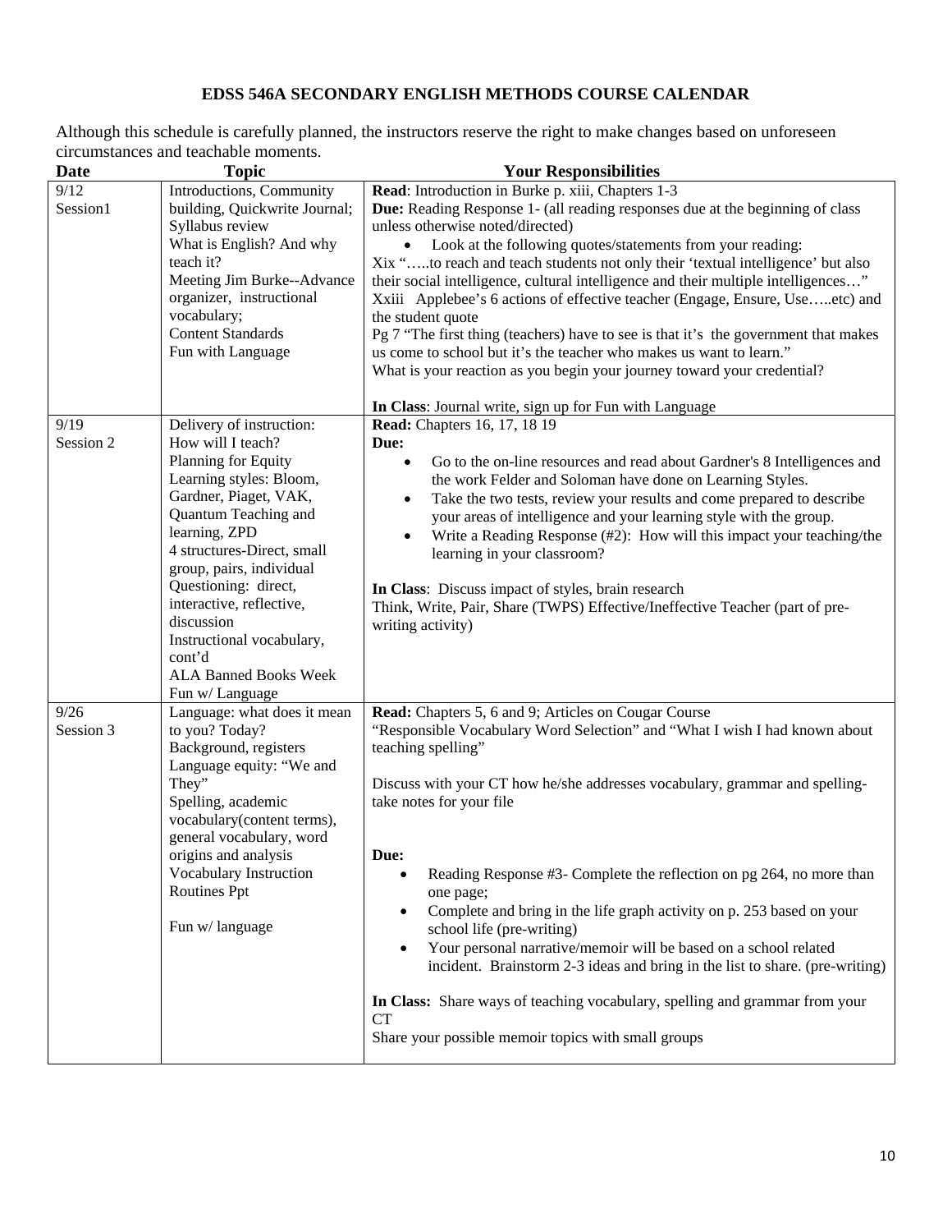# EDSS 546A SECONDARY ENGLISH METHODS COURSE CALENDAR

Although this schedule is carefully planned, the instructors reserve the right to make changes based on unforeseen circumstances and teachable moments.

| Date | Topic | Your Responsibilities |
|---|---|---|
| 9/12<br>Session1 | Introductions, Community building, Quickwrite Journal; Syllabus review<br>What is English? And why teach it?<br>Meeting Jim Burke--Advance organizer, instructional vocabulary;<br>Content Standards<br>Fun with Language | **Read**: Introduction in Burke p. xiii, Chapters 1-3<br>**Due:** Reading Response 1- (all reading responses due at the beginning of class unless otherwise noted/directed)<br>• Look at the following quotes/statements from your reading:<br>Xix "…..to reach and teach students not only their 'textual intelligence' but also their social intelligence, cultural intelligence and their multiple intelligences…"<br>Xxiii Applebee's 6 actions of effective teacher (Engage, Ensure, Use…..etc) and the student quote<br>Pg 7 "The first thing (teachers) have to see is that it's the government that makes us come to school but it's the teacher who makes us want to learn."<br>What is your reaction as you begin your journey toward your credential?<br><br>**In Class**: Journal write, sign up for Fun with Language |
| 9/19<br>Session 2 | Delivery of instruction: How will I teach?<br>Planning for Equity<br>Learning styles: Bloom, Gardner, Piaget, VAK, Quantum Teaching and learning, ZPD<br>4 structures-Direct, small group, pairs, individual<br>Questioning: direct, interactive, reflective, discussion<br>Instructional vocabulary, cont'd<br>ALA Banned Books Week<br>Fun w/ Language | **Read:** Chapters 16, 17, 18 19<br>**Due:**<br>• Go to the on-line resources and read about Gardner's 8 Intelligences and the work Felder and Soloman have done on Learning Styles.<br>• Take the two tests, review your results and come prepared to describe your areas of intelligence and your learning style with the group.<br>• Write a Reading Response (#2): How will this impact your teaching/the learning in your classroom?<br><br>**In Class**: Discuss impact of styles, brain research<br>Think, Write, Pair, Share (TWPS) Effective/Ineffective Teacher (part of pre-writing activity) |
| 9/26<br>Session 3 | Language: what does it mean to you? Today?<br>Background, registers<br>Language equity: "We and They"<br>Spelling, academic vocabulary(content terms), general vocabulary, word origins and analysis<br>Vocabulary Instruction Routines Ppt<br><br>Fun w/ language | **Read:** Chapters 5, 6 and 9; Articles on Cougar Course<br>"Responsible Vocabulary Word Selection" and "What I wish I had known about teaching spelling"<br><br>Discuss with your CT how he/she addresses vocabulary, grammar and spelling- take notes for your file<br><br>**Due:**<br>• Reading Response #3- Complete the reflection on pg 264, no more than one page;<br>• Complete and bring in the life graph activity on p. 253 based on your school life (pre-writing)<br>• Your personal narrative/memoir will be based on a school related incident. Brainstorm 2-3 ideas and bring in the list to share. (pre-writing)<br><br>**In Class:** Share ways of teaching vocabulary, spelling and grammar from your CT<br>Share your possible memoir topics with small groups |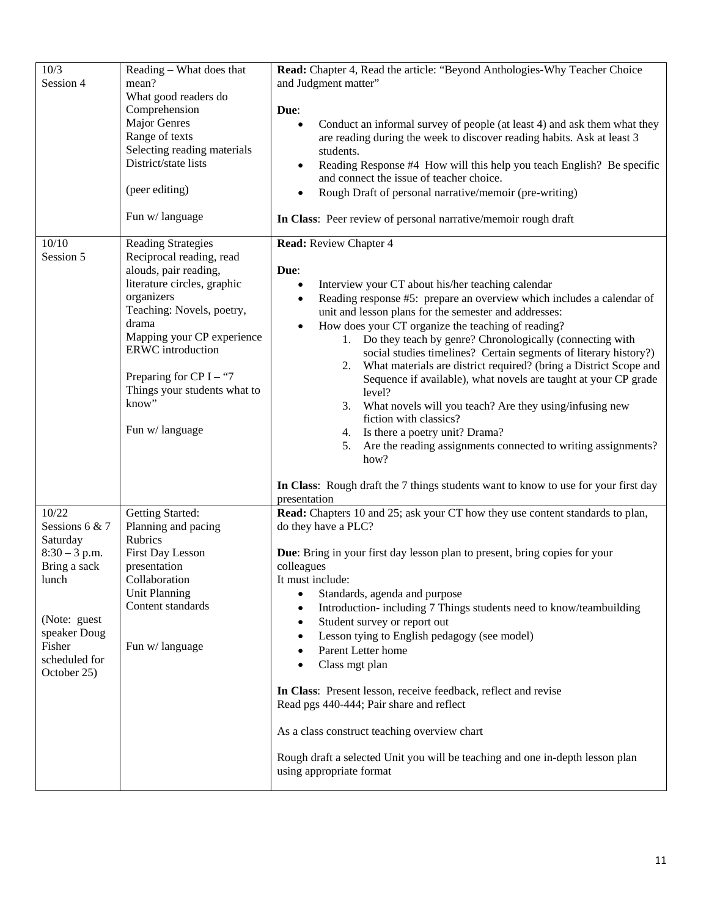| | | |
|---|---|---|
| 10/3<br>Session 4 | Reading – What does that mean?<br>What good readers do<br>Comprehension<br>Major Genres<br>Range of texts<br>Selecting reading materials<br>District/state lists<br><br>(peer editing)<br><br>Fun w/ language | **Read:** Chapter 4, Read the article: "Beyond Anthologies-Why Teacher Choice and Judgment matter"<br><br>**Due**:<br>• Conduct an informal survey of people (at least 4) and ask them what they are reading during the week to discover reading habits. Ask at least 3 students.<br>• Reading Response #4 How will this help you teach English? Be specific and connect the issue of teacher choice.<br>• Rough Draft of personal narrative/memoir (pre-writing)<br><br>**In Class**: Peer review of personal narrative/memoir rough draft |
| 10/10<br>Session 5 | Reading Strategies<br>Reciprocal reading, read alouds, pair reading, literature circles, graphic organizers<br>Teaching: Novels, poetry, drama<br>Mapping your CP experience<br>ERWC introduction<br><br>Preparing for CP I – "7 Things your students what to know"<br><br>Fun w/ language | **Read:** Review Chapter 4<br><br>**Due**:<br>• Interview your CT about his/her teaching calendar<br>• Reading response #5: prepare an overview which includes a calendar of unit and lesson plans for the semester and addresses:<br>• How does your CT organize the teaching of reading?<br>1. Do they teach by genre? Chronologically (connecting with social studies timelines? Certain segments of literary history?)<br>2. What materials are district required? (bring a District Scope and Sequence if available), what novels are taught at your CP grade level?<br>3. What novels will you teach? Are they using/infusing new fiction with classics?<br>4. Is there a poetry unit? Drama?<br>5. Are the reading assignments connected to writing assignments? how?<br><br>**In Class**: Rough draft the 7 things students want to know to use for your first day presentation |
| 10/22<br>Sessions 6 & 7<br>Saturday<br>8:30 – 3 p.m.<br>Bring a sack lunch<br><br>(Note: guest speaker Doug Fisher scheduled for October 25) | Getting Started:<br>Planning and pacing<br>Rubrics<br>First Day Lesson presentation<br>Collaboration<br>Unit Planning<br>Content standards<br><br>Fun w/ language | **Read:** Chapters 10 and 25; ask your CT how they use content standards to plan, do they have a PLC?<br><br>**Due**: Bring in your first day lesson plan to present, bring copies for your colleagues<br>It must include:<br>• Standards, agenda and purpose<br>• Introduction- including 7 Things students need to know/teambuilding<br>• Student survey or report out<br>• Lesson tying to English pedagogy (see model)<br>• Parent Letter home<br>• Class mgt plan<br><br>**In Class**: Present lesson, receive feedback, reflect and revise<br>Read pgs 440-444; Pair share and reflect<br><br>As a class construct teaching overview chart<br><br>Rough draft a selected Unit you will be teaching and one in-depth lesson plan using appropriate format |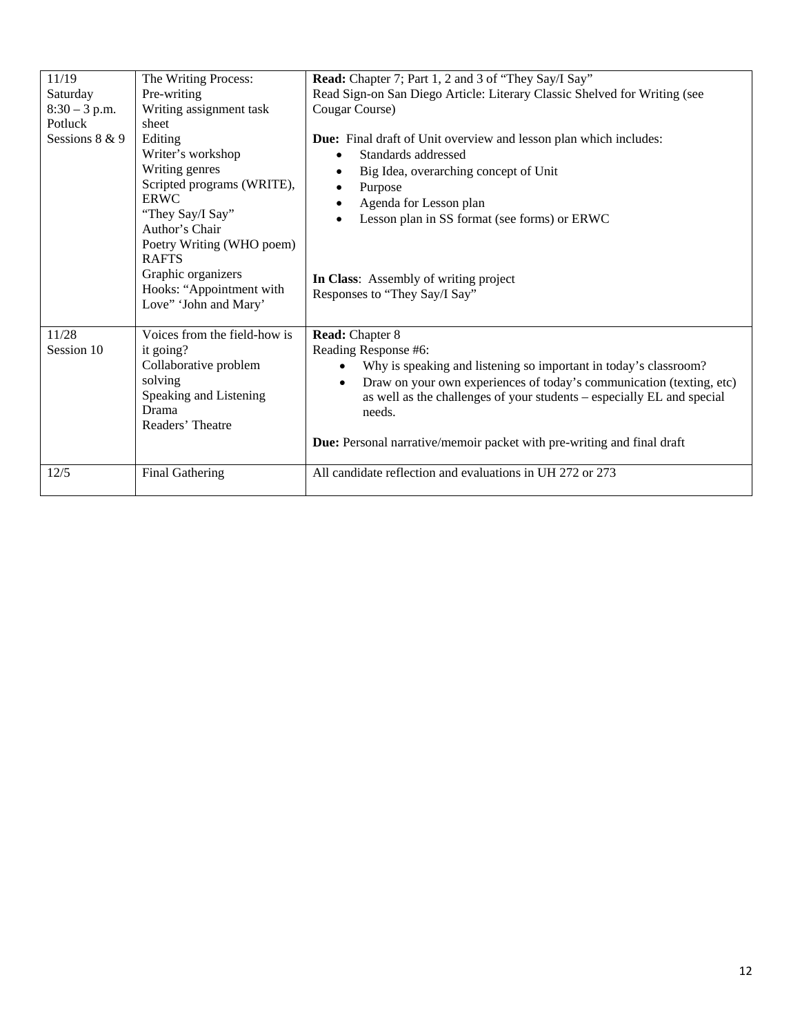| | | |
|---|---|---|
| 11/19<br>Saturday<br>8:30 – 3 p.m.<br>Potluck<br>Sessions 8 & 9 | The Writing Process:<br>Pre-writing<br>Writing assignment task sheet<br>Editing<br>Writer's workshop<br>Writing genres<br>Scripted programs (WRITE), ERWC<br>"They Say/I Say"<br>Author's Chair<br>Poetry Writing (WHO poem)<br>RAFTS<br>Graphic organizers<br>Hooks: "Appointment with Love" 'John and Mary' | **Read:** Chapter 7; Part 1, 2 and 3 of "They Say/I Say"<br>Read Sign-on San Diego Article: Literary Classic Shelved for Writing (see Cougar Course)<br><br>**Due:** Final draft of Unit overview and lesson plan which includes:<br>• Standards addressed<br>• Big Idea, overarching concept of Unit<br>• Purpose<br>• Agenda for Lesson plan<br>• Lesson plan in SS format (see forms) or ERWC<br><br>**In Class**: Assembly of writing project<br>Responses to "They Say/I Say" |
| 11/28<br>Session 10 | Voices from the field-how is it going?<br>Collaborative problem solving<br>Speaking and Listening<br>Drama<br>Readers' Theatre | **Read:** Chapter 8<br>Reading Response #6:<br>• Why is speaking and listening so important in today's classroom?<br>• Draw on your own experiences of today's communication (texting, etc) as well as the challenges of your students – especially EL and special needs.<br><br>**Due:** Personal narrative/memoir packet with pre-writing and final draft |
| 12/5 | Final Gathering | All candidate reflection and evaluations in UH 272 or 273 |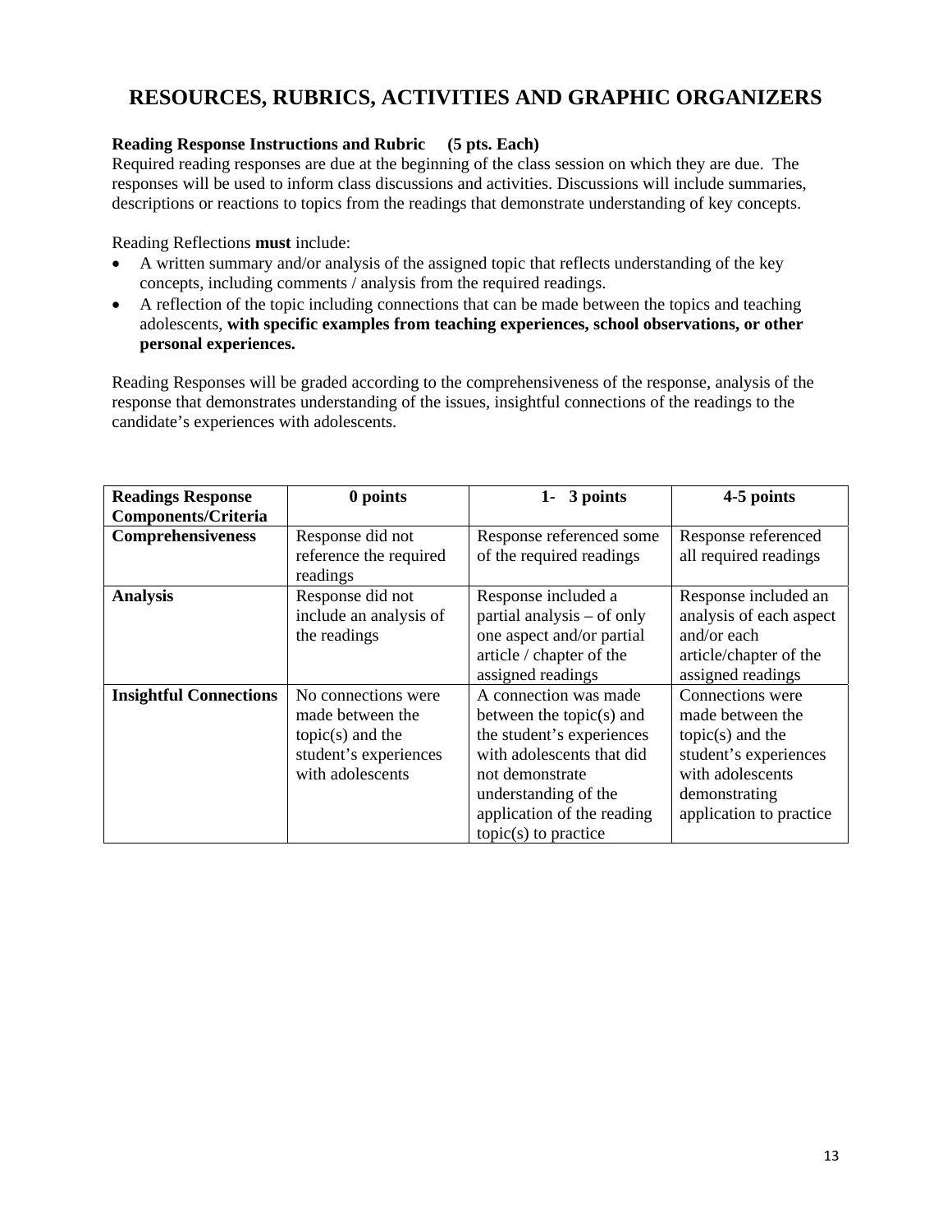# RESOURCES, RUBRICS, ACTIVITIES AND GRAPHIC ORGANIZERS

**Reading Response Instructions and Rubric (5 pts. Each)**

Required reading responses are due at the beginning of the class session on which they are due. The responses will be used to inform class discussions and activities. Discussions will include summaries, descriptions or reactions to topics from the readings that demonstrate understanding of key concepts.

Reading Reflections **must** include:

- A written summary and/or analysis of the assigned topic that reflects understanding of the key concepts, including comments / analysis from the required readings.
- A reflection of the topic including connections that can be made between the topics and teaching adolescents, **with specific examples from teaching experiences, school observations, or other personal experiences.**

Reading Responses will be graded according to the comprehensiveness of the response, analysis of the response that demonstrates understanding of the issues, insightful connections of the readings to the candidate's experiences with adolescents.

| Readings Response Components/Criteria | 0 points | 1- 3 points | 4-5 points |
|---|---|---|---|
| **Comprehensiveness** | Response did not reference the required readings | Response referenced some of the required readings | Response referenced all required readings |
| **Analysis** | Response did not include an analysis of the readings | Response included a partial analysis – of only one aspect and/or partial article / chapter of the assigned readings | Response included an analysis of each aspect and/or each article/chapter of the assigned readings |
| **Insightful Connections** | No connections were made between the topic(s) and the student's experiences with adolescents | A connection was made between the topic(s) and the student's experiences with adolescents that did not demonstrate understanding of the application of the reading topic(s) to practice | Connections were made between the topic(s) and the student's experiences with adolescents demonstrating application to practice |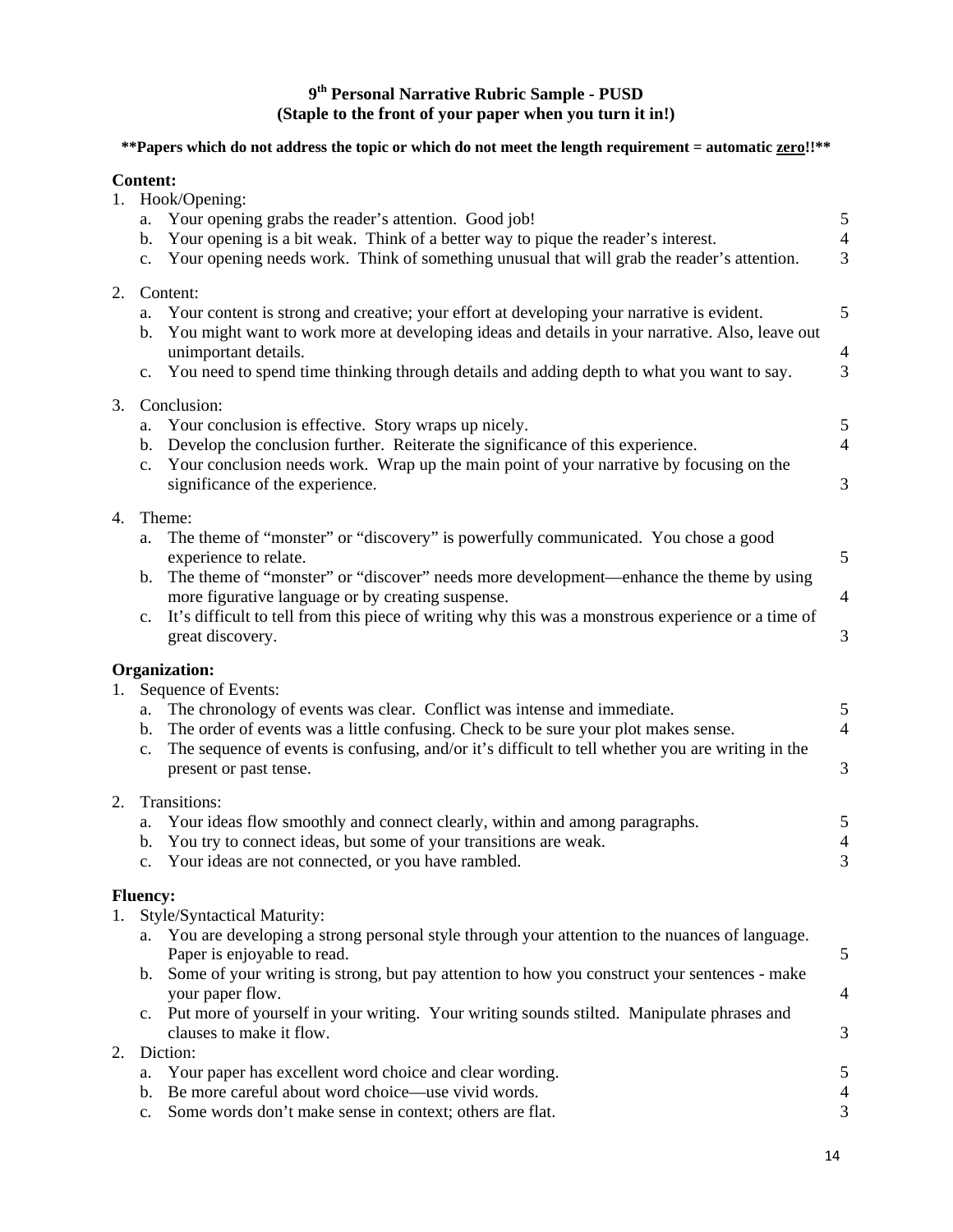# 9th Personal Narrative Rubric Sample - PUSD
## (Staple to the front of your paper when you turn it in!)

****Papers which do not address the topic or which do not meet the length requirement = automatic <u>zero</u>!!****

**Content:**

1. Hook/Opening:
   a. Your opening grabs the reader's attention. Good job! — 5
   b. Your opening is a bit weak. Think of a better way to pique the reader's interest. — 4
   c. Your opening needs work. Think of something unusual that will grab the reader's attention. — 3

2. Content:
   a. Your content is strong and creative; your effort at developing your narrative is evident. — 5
   b. You might want to work more at developing ideas and details in your narrative. Also, leave out unimportant details. — 4
   c. You need to spend time thinking through details and adding depth to what you want to say. — 3

3. Conclusion:
   a. Your conclusion is effective. Story wraps up nicely. — 5
   b. Develop the conclusion further. Reiterate the significance of this experience. — 4
   c. Your conclusion needs work. Wrap up the main point of your narrative by focusing on the significance of the experience. — 3

4. Theme:
   a. The theme of "monster" or "discovery" is powerfully communicated. You chose a good experience to relate. — 5
   b. The theme of "monster" or "discover" needs more development—enhance the theme by using more figurative language or by creating suspense. — 4
   c. It's difficult to tell from this piece of writing why this was a monstrous experience or a time of great discovery. — 3

**Organization:**

1. Sequence of Events:
   a. The chronology of events was clear. Conflict was intense and immediate. — 5
   b. The order of events was a little confusing. Check to be sure your plot makes sense. — 4
   c. The sequence of events is confusing, and/or it's difficult to tell whether you are writing in the present or past tense. — 3

2. Transitions:
   a. Your ideas flow smoothly and connect clearly, within and among paragraphs. — 5
   b. You try to connect ideas, but some of your transitions are weak. — 4
   c. Your ideas are not connected, or you have rambled. — 3

**Fluency:**

1. Style/Syntactical Maturity:
   a. You are developing a strong personal style through your attention to the nuances of language. Paper is enjoyable to read. — 5
   b. Some of your writing is strong, but pay attention to how you construct your sentences - make your paper flow. — 4
   c. Put more of yourself in your writing. Your writing sounds stilted. Manipulate phrases and clauses to make it flow. — 3

2. Diction:
   a. Your paper has excellent word choice and clear wording. — 5
   b. Be more careful about word choice—use vivid words. — 4
   c. Some words don't make sense in context; others are flat. — 3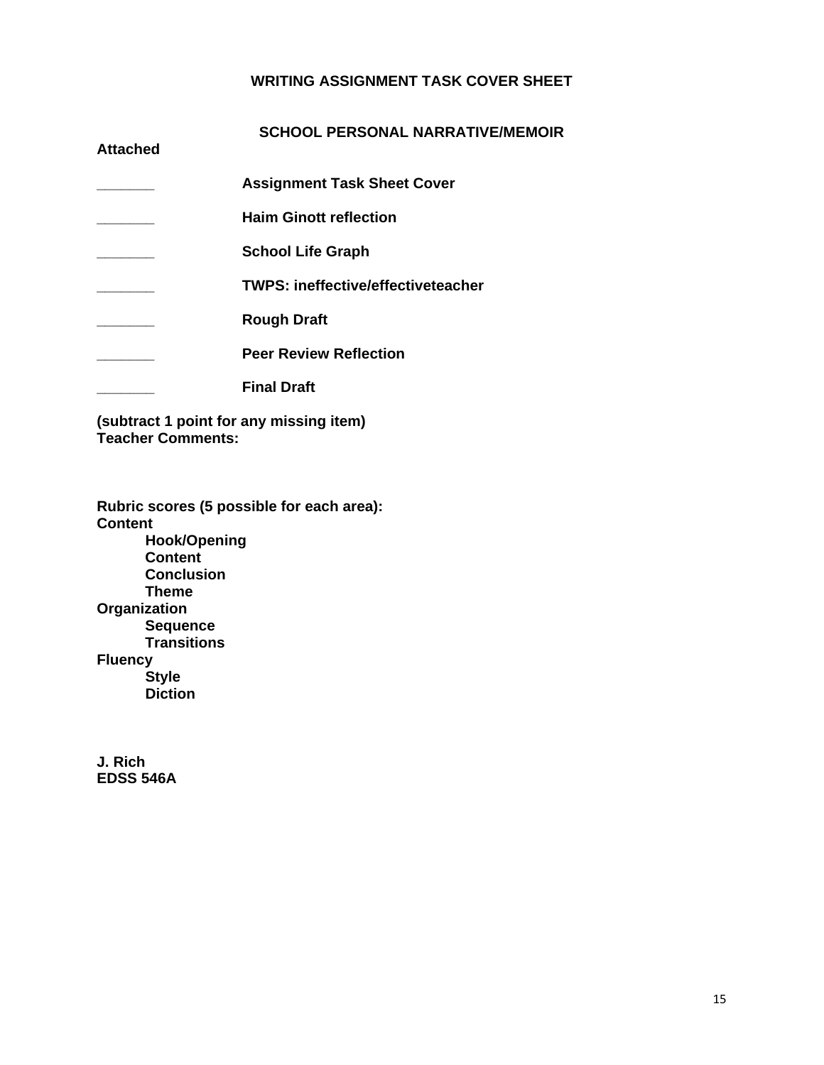# WRITING ASSIGNMENT TASK COVER SHEET

## SCHOOL PERSONAL NARRATIVE/MEMOIR

**Attached**

_______ **Assignment Task Sheet Cover**

_______ **Haim Ginott reflection**

_______ **School Life Graph**

_______ **TWPS: ineffective/effectiveteacher**

_______ **Rough Draft**

_______ **Peer Review Reflection**

_______ **Final Draft**

**(subtract 1 point for any missing item)**
**Teacher Comments:**

**Rubric scores (5 possible for each area):**

**Content**
- **Hook/Opening**
- **Content**
- **Conclusion**
- **Theme**

**Organization**
- **Sequence**
- **Transitions**

**Fluency**
- **Style**
- **Diction**

**J. Rich**
**EDSS 546A**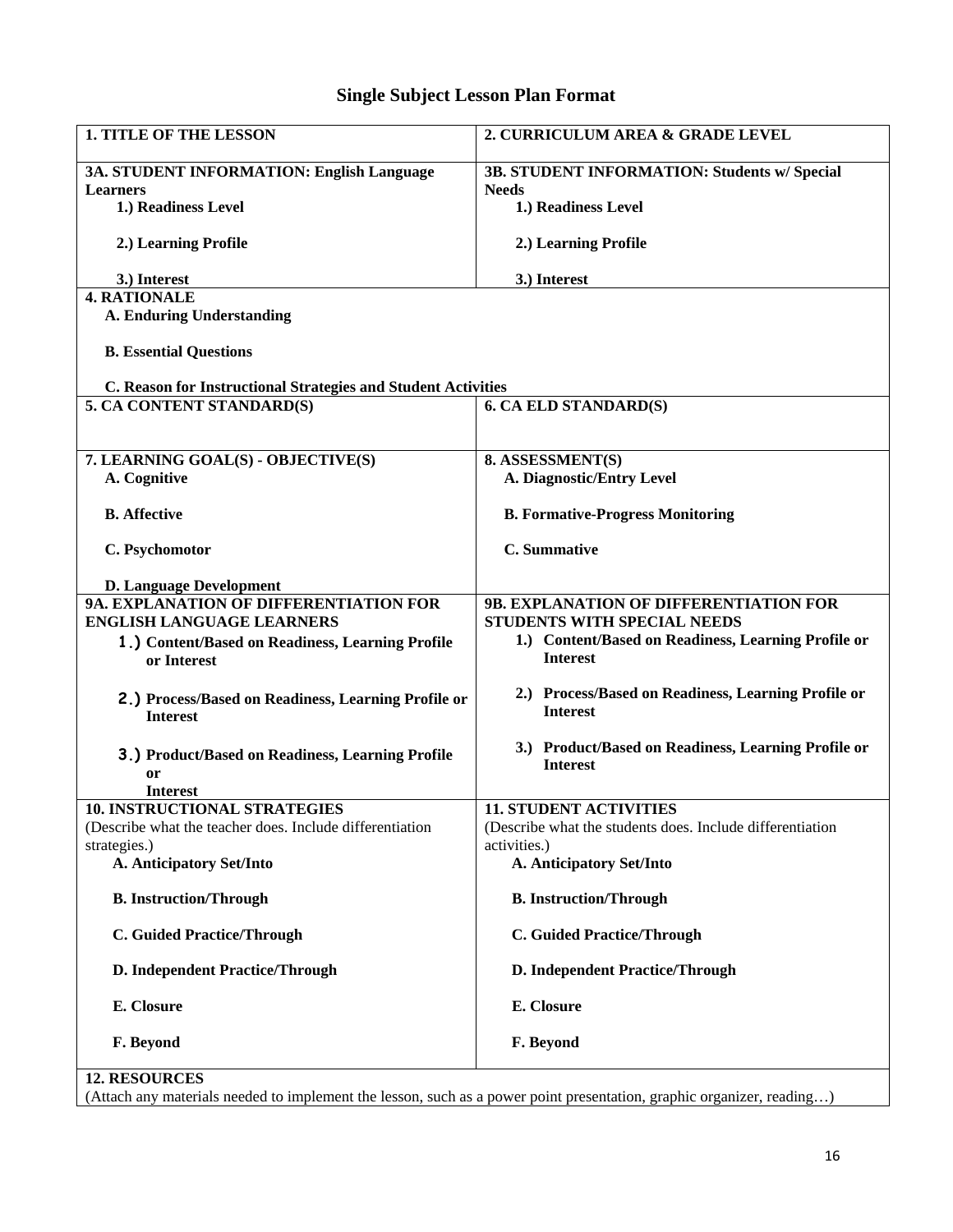# Single Subject Lesson Plan Format

| **1. TITLE OF THE LESSON** | **2. CURRICULUM AREA & GRADE LEVEL** |
|---|---|
| **3A. STUDENT INFORMATION: English Language Learners**<br>**1.) Readiness Level**<br>**2.) Learning Profile**<br>**3.) Interest** | **3B. STUDENT INFORMATION: Students w/ Special Needs**<br>**1.) Readiness Level**<br>**2.) Learning Profile**<br>**3.) Interest** |
| **4. RATIONALE**<br>**A. Enduring Understanding**<br>**B. Essential Questions**<br>**C. Reason for Instructional Strategies and Student Activities** | |
| **5. CA CONTENT STANDARD(S)** | **6. CA ELD STANDARD(S)** |
| **7. LEARNING GOAL(S) - OBJECTIVE(S)**<br>**A. Cognitive**<br>**B. Affective**<br>**C. Psychomotor**<br>**D. Language Development** | **8. ASSESSMENT(S)**<br>**A. Diagnostic/Entry Level**<br>**B. Formative-Progress Monitoring**<br>**C. Summative** |
| **9A. EXPLANATION OF DIFFERENTIATION FOR ENGLISH LANGUAGE LEARNERS**<br>**1.) Content/Based on Readiness, Learning Profile or Interest**<br>**2.) Process/Based on Readiness, Learning Profile or Interest**<br>**3.) Product/Based on Readiness, Learning Profile or Interest** | **9B. EXPLANATION OF DIFFERENTIATION FOR STUDENTS WITH SPECIAL NEEDS**<br>**1.) Content/Based on Readiness, Learning Profile or Interest**<br>**2.) Process/Based on Readiness, Learning Profile or Interest**<br>**3.) Product/Based on Readiness, Learning Profile or Interest** |
| **10. INSTRUCTIONAL STRATEGIES**<br>(Describe what the teacher does. Include differentiation strategies.)<br>**A. Anticipatory Set/Into**<br>**B. Instruction/Through**<br>**C. Guided Practice/Through**<br>**D. Independent Practice/Through**<br>**E. Closure**<br>**F. Beyond** | **11. STUDENT ACTIVITIES**<br>(Describe what the students does. Include differentiation activities.)<br>**A. Anticipatory Set/Into**<br>**B. Instruction/Through**<br>**C. Guided Practice/Through**<br>**D. Independent Practice/Through**<br>**E. Closure**<br>**F. Beyond** |
| **12. RESOURCES**<br>(Attach any materials needed to implement the lesson, such as a power point presentation, graphic organizer, reading…) | |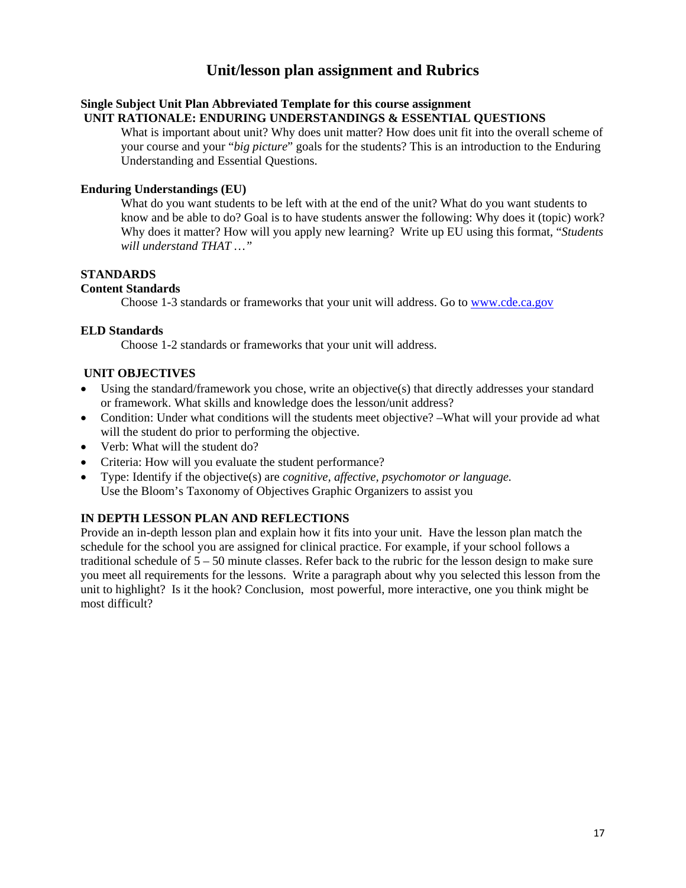# Unit/lesson plan assignment and Rubrics

**Single Subject Unit Plan Abbreviated Template for this course assignment**

**UNIT RATIONALE: ENDURING UNDERSTANDINGS & ESSENTIAL QUESTIONS**

What is important about unit? Why does unit matter? How does unit fit into the overall scheme of your course and your "*big picture*" goals for the students? This is an introduction to the Enduring Understanding and Essential Questions.

**Enduring Understandings (EU)**

What do you want students to be left with at the end of the unit? What do you want students to know and be able to do? Goal is to have students answer the following: Why does it (topic) work? Why does it matter? How will you apply new learning? Write up EU using this format, "*Students will understand THAT …"*

**STANDARDS**

**Content Standards**

Choose 1-3 standards or frameworks that your unit will address. Go to [www.cde.ca.gov](http://www.cde.ca.gov)

**ELD Standards**

Choose 1-2 standards or frameworks that your unit will address.

**UNIT OBJECTIVES**

- Using the standard/framework you chose, write an objective(s) that directly addresses your standard or framework. What skills and knowledge does the lesson/unit address?
- Condition: Under what conditions will the students meet objective? –What will your provide ad what will the student do prior to performing the objective.
- Verb: What will the student do?
- Criteria: How will you evaluate the student performance?
- Type: Identify if the objective(s) are *cognitive, affective, psychomotor or language.*
  Use the Bloom's Taxonomy of Objectives Graphic Organizers to assist you

**IN DEPTH LESSON PLAN AND REFLECTIONS**

Provide an in-depth lesson plan and explain how it fits into your unit. Have the lesson plan match the schedule for the school you are assigned for clinical practice. For example, if your school follows a traditional schedule of 5 – 50 minute classes. Refer back to the rubric for the lesson design to make sure you meet all requirements for the lessons. Write a paragraph about why you selected this lesson from the unit to highlight? Is it the hook? Conclusion, most powerful, more interactive, one you think might be most difficult?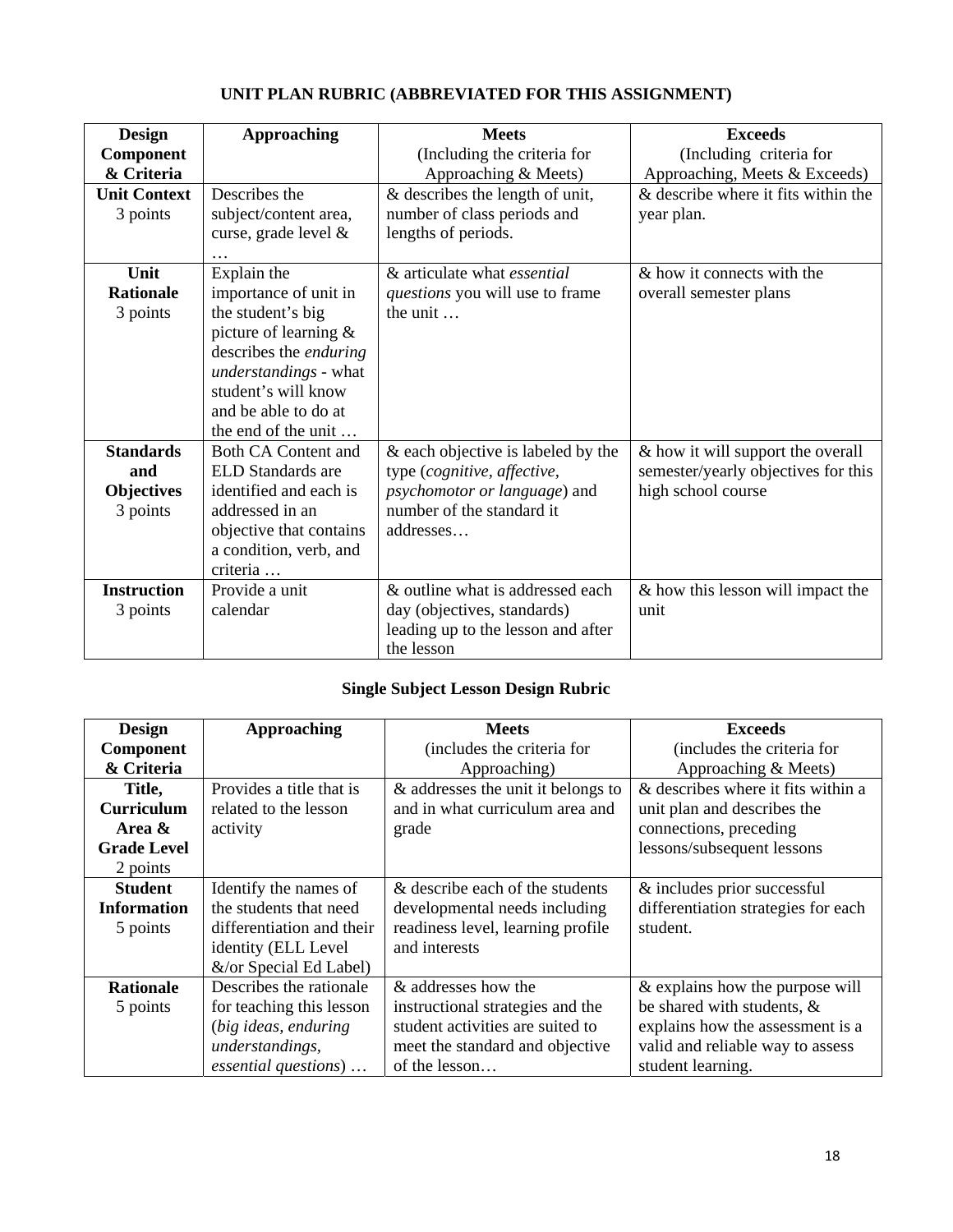## UNIT PLAN RUBRIC (ABBREVIATED FOR THIS ASSIGNMENT)

| Design Component & Criteria | Approaching | Meets (Including the criteria for Approaching & Meets) | Exceeds (Including criteria for Approaching, Meets & Exceeds) |
|---|---|---|---|
| **Unit Context** 3 points | Describes the subject/content area, curse, grade level & … | & describes the length of unit, number of class periods and lengths of periods. | & describe where it fits within the year plan. |
| **Unit Rationale** 3 points | Explain the importance of unit in the student's big picture of learning & describes the *enduring understandings* - what student's will know and be able to do at the end of the unit … | & articulate what *essential questions* you will use to frame the unit … | & how it connects with the overall semester plans |
| **Standards and Objectives** 3 points | Both CA Content and ELD Standards are identified and each is addressed in an objective that contains a condition, verb, and criteria … | & each objective is labeled by the type (*cognitive, affective, psychomotor or language*) and number of the standard it addresses… | & how it will support the overall semester/yearly objectives for this high school course |
| **Instruction** 3 points | Provide a unit calendar | & outline what is addressed each day (objectives, standards) leading up to the lesson and after the lesson | & how this lesson will impact the unit |

## Single Subject Lesson Design Rubric

| Design Component & Criteria | Approaching | Meets (includes the criteria for Approaching) | Exceeds (includes the criteria for Approaching & Meets) |
|---|---|---|---|
| **Title, Curriculum Area & Grade Level** 2 points | Provides a title that is related to the lesson activity | & addresses the unit it belongs to and in what curriculum area and grade | & describes where it fits within a unit plan and describes the connections, preceding lessons/subsequent lessons |
| **Student Information** 5 points | Identify the names of the students that need differentiation and their identity (ELL Level &/or Special Ed Label) | & describe each of the students developmental needs including readiness level, learning profile and interests | & includes prior successful differentiation strategies for each student. |
| **Rationale** 5 points | Describes the rationale for teaching this lesson (*big ideas, enduring understandings, essential questions*) … | & addresses how the instructional strategies and the student activities are suited to meet the standard and objective of the lesson… | & explains how the purpose will be shared with students, & explains how the assessment is a valid and reliable way to assess student learning. |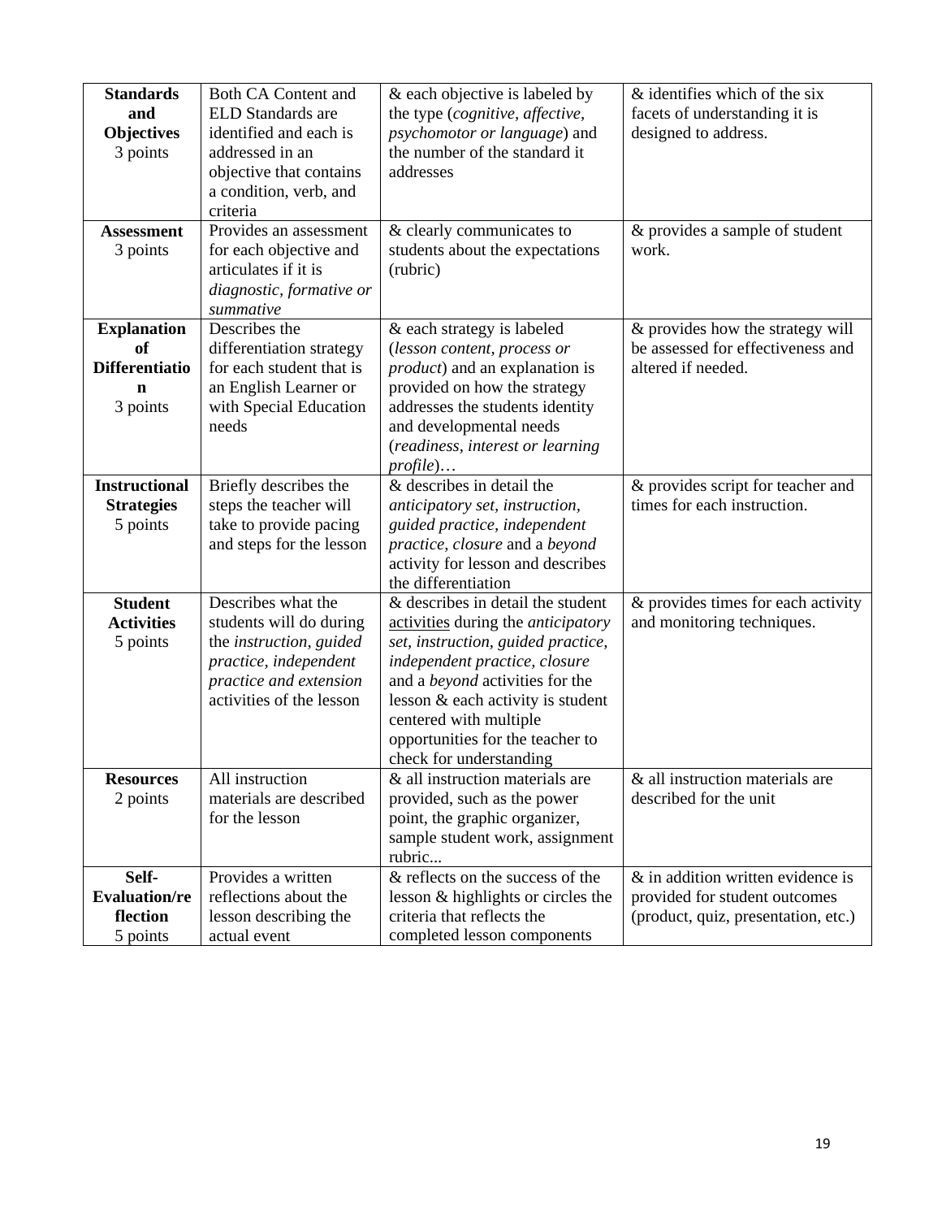| | | | |
|---|---|---|---|
| **Standards and Objectives** 3 points | Both CA Content and ELD Standards are identified and each is addressed in an objective that contains a condition, verb, and criteria | & each objective is labeled by the type (*cognitive, affective, psychomotor or language*) and the number of the standard it addresses | & identifies which of the six facets of understanding it is designed to address. |
| **Assessment** 3 points | Provides an assessment for each objective and articulates if it is *diagnostic, formative or summative* | & clearly communicates to students about the expectations (rubric) | & provides a sample of student work. |
| **Explanation of Differentiation** 3 points | Describes the differentiation strategy for each student that is an English Learner or with Special Education needs | & each strategy is labeled (*lesson content, process or product*) and an explanation is provided on how the strategy addresses the students identity and developmental needs (*readiness, interest or learning profile*)… | & provides how the strategy will be assessed for effectiveness and altered if needed. |
| **Instructional Strategies** 5 points | Briefly describes the steps the teacher will take to provide pacing and steps for the lesson | & describes in detail the *anticipatory set, instruction, guided practice, independent practice, closure* and a *beyond* activity for lesson and describes the differentiation | & provides script for teacher and times for each instruction. |
| **Student Activities** 5 points | Describes what the students will do during the *instruction, guided practice, independent practice and extension* activities of the lesson | & describes in detail the student <u>activities</u> during the *anticipatory set, instruction, guided practice, independent practice, closure* and a *beyond* activities for the lesson & each activity is student centered with multiple opportunities for the teacher to check for understanding | & provides times for each activity and monitoring techniques. |
| **Resources** 2 points | All instruction materials are described for the lesson | & all instruction materials are provided, such as the power point, the graphic organizer, sample student work, assignment rubric... | & all instruction materials are described for the unit |
| **Self-Evaluation/reflection** 5 points | Provides a written reflections about the lesson describing the actual event | & reflects on the success of the lesson & highlights or circles the criteria that reflects the completed lesson components | & in addition written evidence is provided for student outcomes (product, quiz, presentation, etc.) |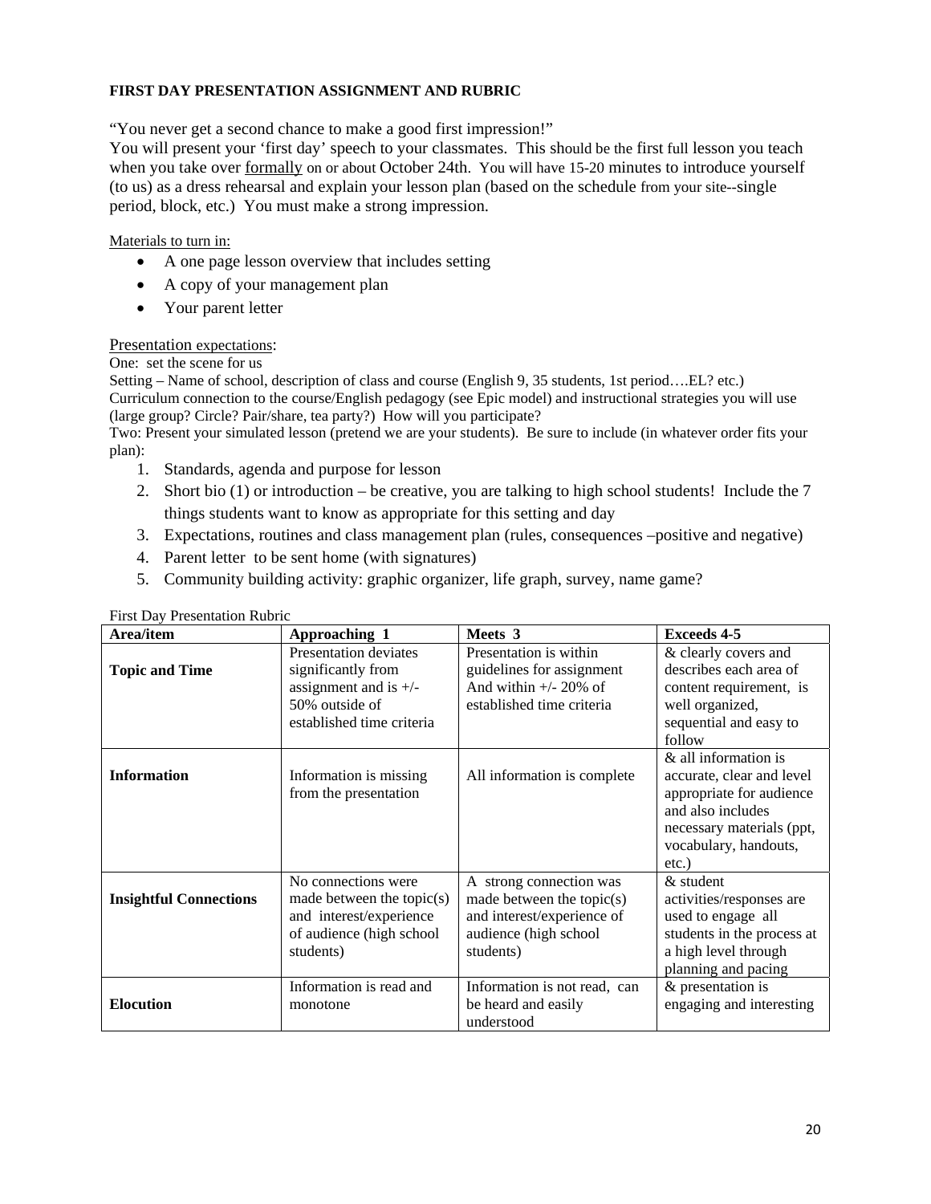**FIRST DAY PRESENTATION ASSIGNMENT AND RUBRIC**

"You never get a second chance to make a good first impression!"

You will present your 'first day' speech to your classmates. This should be the first full lesson you teach when you take over formally on or about October 24th. You will have 15-20 minutes to introduce yourself (to us) as a dress rehearsal and explain your lesson plan (based on the schedule from your site--single period, block, etc.) You must make a strong impression.

Materials to turn in:

- A one page lesson overview that includes setting
- A copy of your management plan
- Your parent letter

Presentation expectations:

One: set the scene for us

Setting – Name of school, description of class and course (English 9, 35 students, 1st period….EL? etc.)

Curriculum connection to the course/English pedagogy (see Epic model) and instructional strategies you will use (large group? Circle? Pair/share, tea party?) How will you participate?

Two: Present your simulated lesson (pretend we are your students). Be sure to include (in whatever order fits your plan):

1. Standards, agenda and purpose for lesson
2. Short bio (1) or introduction – be creative, you are talking to high school students! Include the 7 things students want to know as appropriate for this setting and day
3. Expectations, routines and class management plan (rules, consequences –positive and negative)
4. Parent letter to be sent home (with signatures)
5. Community building activity: graphic organizer, life graph, survey, name game?

First Day Presentation Rubric

| Area/item | Approaching 1 | Meets 3 | Exceeds 4-5 |
|---|---|---|---|
| **Topic and Time** | Presentation deviates significantly from assignment and is +/- 50% outside of established time criteria | Presentation is within guidelines for assignment And within +/- 20% of established time criteria | & clearly covers and describes each area of content requirement, is well organized, sequential and easy to follow |
| **Information** | Information is missing from the presentation | All information is complete | & all information is accurate, clear and level appropriate for audience and also includes necessary materials (ppt, vocabulary, handouts, etc.) |
| **Insightful Connections** | No connections were made between the topic(s) and interest/experience of audience (high school students) | A strong connection was made between the topic(s) and interest/experience of audience (high school students) | & student activities/responses are used to engage all students in the process at a high level through planning and pacing |
| **Elocution** | Information is read and monotone | Information is not read, can be heard and easily understood | & presentation is engaging and interesting |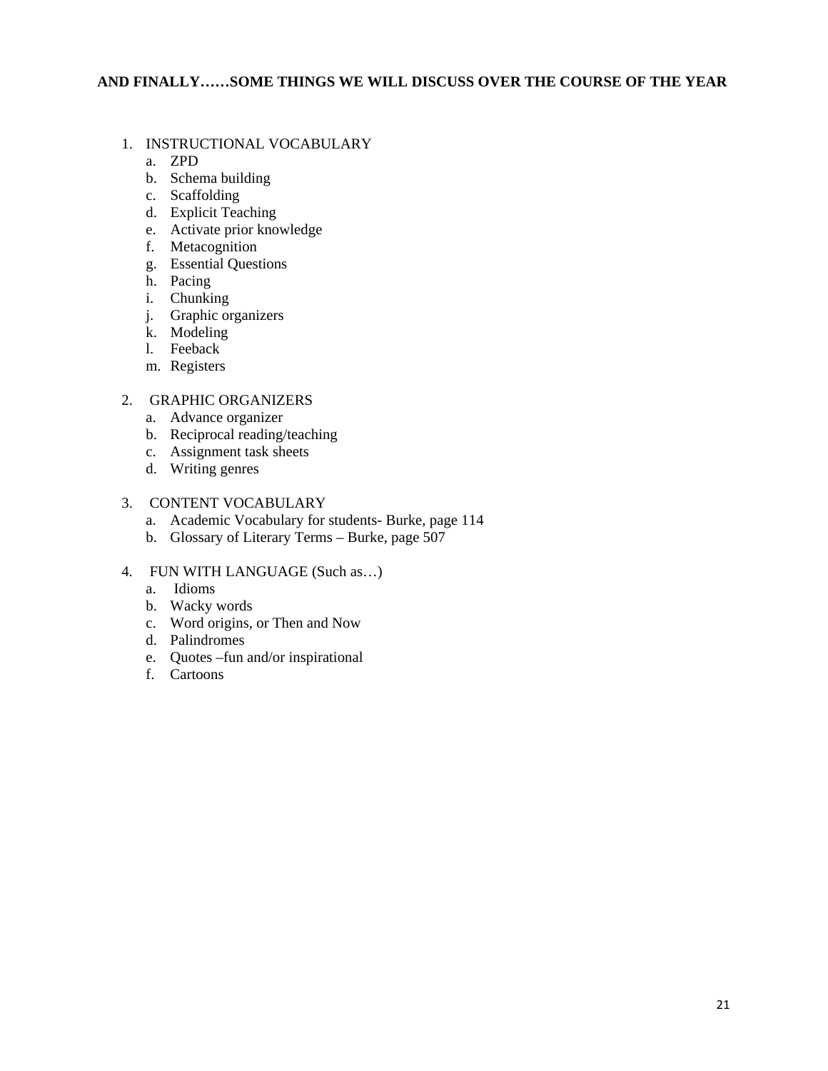**AND FINALLY……SOME THINGS WE WILL DISCUSS OVER THE COURSE OF THE YEAR**

1. INSTRUCTIONAL VOCABULARY
   a. ZPD
   b. Schema building
   c. Scaffolding
   d. Explicit Teaching
   e. Activate prior knowledge
   f. Metacognition
   g. Essential Questions
   h. Pacing
   i. Chunking
   j. Graphic organizers
   k. Modeling
   l. Feeback
   m. Registers

2. GRAPHIC ORGANIZERS
   a. Advance organizer
   b. Reciprocal reading/teaching
   c. Assignment task sheets
   d. Writing genres

3. CONTENT VOCABULARY
   a. Academic Vocabulary for students- Burke, page 114
   b. Glossary of Literary Terms – Burke, page 507

4. FUN WITH LANGUAGE (Such as…)
   a. Idioms
   b. Wacky words
   c. Word origins, or Then and Now
   d. Palindromes
   e. Quotes –fun and/or inspirational
   f. Cartoons